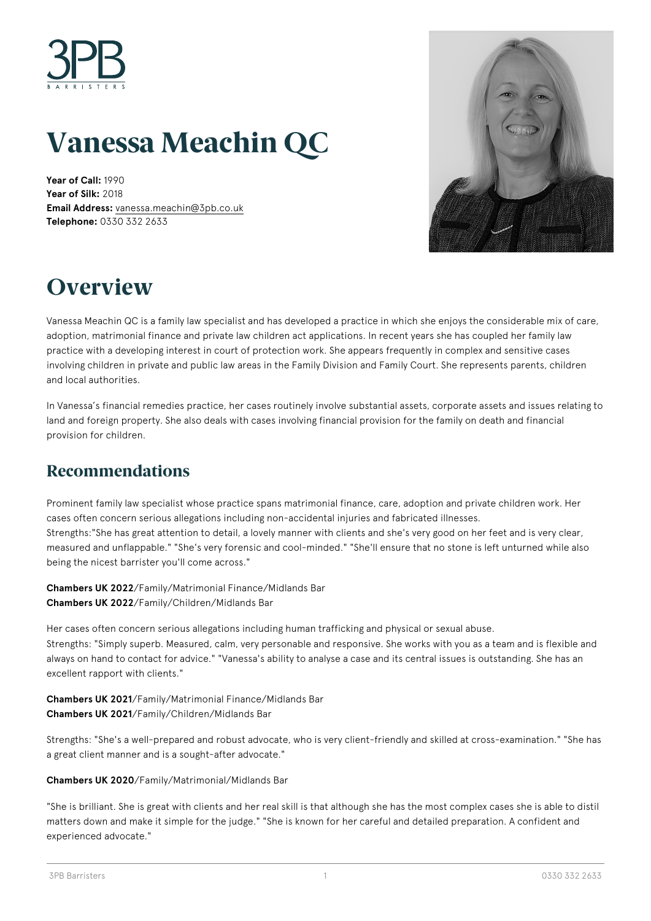# Vanessa Meachin QC

**Year of Call:** 1990
**Year of Silk:** 2018
**Email Address:** vanessa.meachin@3pb.co.uk
**Telephone:** 0330 332 2633

# Overview

Vanessa Meachin QC is a family law specialist and has developed a practice in which she enjoys the considerable mix of care, adoption, matrimonial finance and private law children act applications. In recent years she has coupled her family law practice with a developing interest in court of protection work. She appears frequently in complex and sensitive cases involving children in private and public law areas in the Family Division and Family Court. She represents parents, children and local authorities.

In Vanessa's financial remedies practice, her cases routinely involve substantial assets, corporate assets and issues relating to land and foreign property. She also deals with cases involving financial provision for the family on death and financial provision for children.

## Recommendations

Prominent family law specialist whose practice spans matrimonial finance, care, adoption and private children work. Her cases often concern serious allegations including non-accidental injuries and fabricated illnesses.
Strengths:"She has great attention to detail, a lovely manner with clients and she's very good on her feet and is very clear, measured and unflappable." "She's very forensic and cool-minded." "She'll ensure that no stone is left unturned while also being the nicest barrister you'll come across."

**Chambers UK 2022**/Family/Matrimonial Finance/Midlands Bar
**Chambers UK 2022**/Family/Children/Midlands Bar

Her cases often concern serious allegations including human trafficking and physical or sexual abuse.
Strengths: "Simply superb. Measured, calm, very personable and responsive. She works with you as a team and is flexible and always on hand to contact for advice." "Vanessa's ability to analyse a case and its central issues is outstanding. She has an excellent rapport with clients."

**Chambers UK 2021**/Family/Matrimonial Finance/Midlands Bar
**Chambers UK 2021**/Family/Children/Midlands Bar

Strengths: "She's a well-prepared and robust advocate, who is very client-friendly and skilled at cross-examination." "She has a great client manner and is a sought-after advocate."

**Chambers UK 2020**/Family/Matrimonial/Midlands Bar

"She is brilliant. She is great with clients and her real skill is that although she has the most complex cases she is able to distil matters down and make it simple for the judge." "She is known for her careful and detailed preparation. A confident and experienced advocate."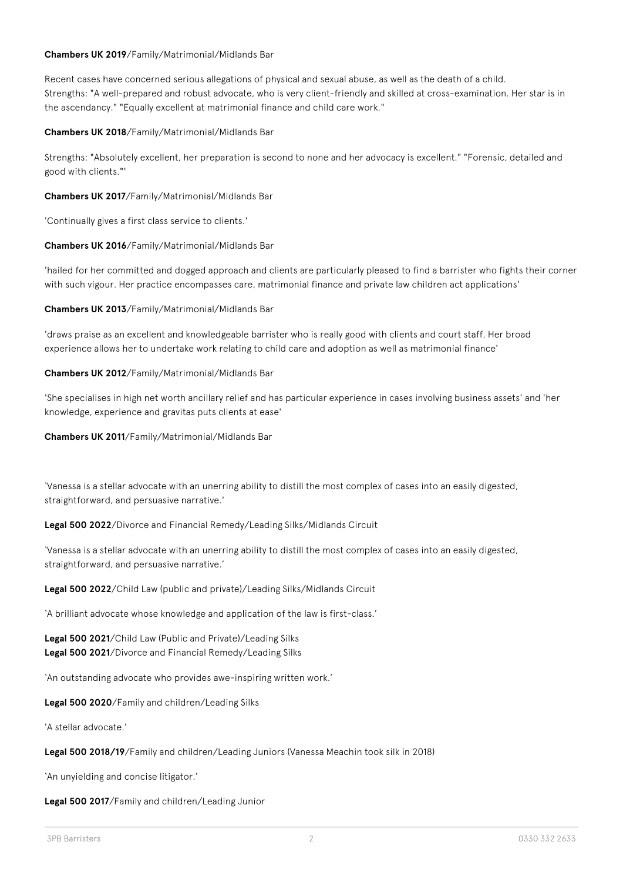**Chambers UK 2019**/Family/Matrimonial/Midlands Bar

Recent cases have concerned serious allegations of physical and sexual abuse, as well as the death of a child. Strengths: "A well-prepared and robust advocate, who is very client-friendly and skilled at cross-examination. Her star is in the ascendancy." "Equally excellent at matrimonial finance and child care work."

**Chambers UK 2018**/Family/Matrimonial/Midlands Bar

Strengths: "Absolutely excellent, her preparation is second to none and her advocacy is excellent." "Forensic, detailed and good with clients."'

**Chambers UK 2017**/Family/Matrimonial/Midlands Bar

'Continually gives a first class service to clients.'

**Chambers UK 2016**/Family/Matrimonial/Midlands Bar

'hailed for her committed and dogged approach and clients are particularly pleased to find a barrister who fights their corner with such vigour. Her practice encompasses care, matrimonial finance and private law children act applications'

**Chambers UK 2013**/Family/Matrimonial/Midlands Bar

'draws praise as an excellent and knowledgeable barrister who is really good with clients and court staff. Her broad experience allows her to undertake work relating to child care and adoption as well as matrimonial finance'

**Chambers UK 2012**/Family/Matrimonial/Midlands Bar

'She specialises in high net worth ancillary relief and has particular experience in cases involving business assets' and 'her knowledge, experience and gravitas puts clients at ease'

**Chambers UK 2011**/Family/Matrimonial/Midlands Bar

'Vanessa is a stellar advocate with an unerring ability to distill the most complex of cases into an easily digested, straightforward, and persuasive narrative.'

**Legal 500 2022**/Divorce and Financial Remedy/Leading Silks/Midlands Circuit

'Vanessa is a stellar advocate with an unerring ability to distill the most complex of cases into an easily digested, straightforward, and persuasive narrative.'

**Legal 500 2022**/Child Law (public and private)/Leading Silks/Midlands Circuit

'A brilliant advocate whose knowledge and application of the law is first-class.'

**Legal 500 2021**/Child Law (Public and Private)/Leading Silks
**Legal 500 2021**/Divorce and Financial Remedy/Leading Silks

'An outstanding advocate who provides awe-inspiring written work.'

**Legal 500 2020**/Family and children/Leading Silks

'A stellar advocate.'

**Legal 500 2018/19**/Family and children/Leading Juniors (Vanessa Meachin took silk in 2018)

'An unyielding and concise litigator.'

**Legal 500 2017**/Family and children/Leading Junior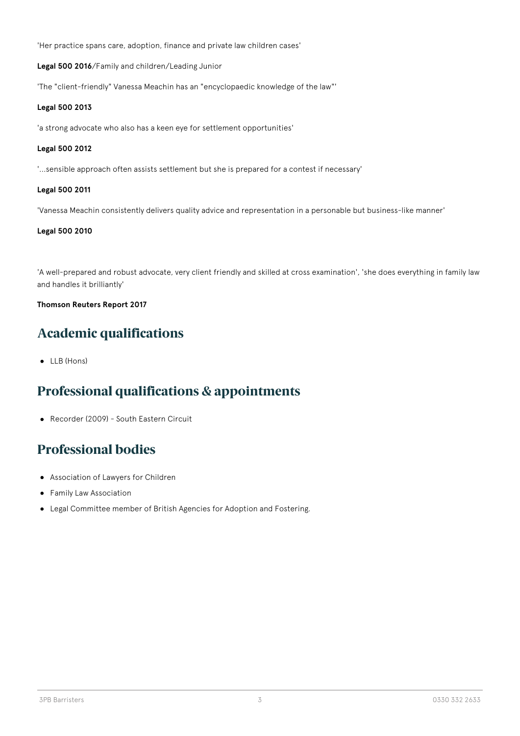'Her practice spans care, adoption, finance and private law children cases'

**Legal 500 2016**/Family and children/Leading Junior

'The "client-friendly" Vanessa Meachin has an "encyclopaedic knowledge of the law"'

**Legal 500 2013**

'a strong advocate who also has a keen eye for settlement opportunities'

**Legal 500 2012**

'...sensible approach often assists settlement but she is prepared for a contest if necessary'

**Legal 500 2011**

'Vanessa Meachin consistently delivers quality advice and representation in a personable but business-like manner'

**Legal 500 2010**

'A well-prepared and robust advocate, very client friendly and skilled at cross examination', 'she does everything in family law and handles it brilliantly'

**Thomson Reuters Report 2017**

## Academic qualifications

- LLB (Hons)

## Professional qualifications & appointments

- Recorder (2009) - South Eastern Circuit

## Professional bodies

- Association of Lawyers for Children
- Family Law Association
- Legal Committee member of British Agencies for Adoption and Fostering.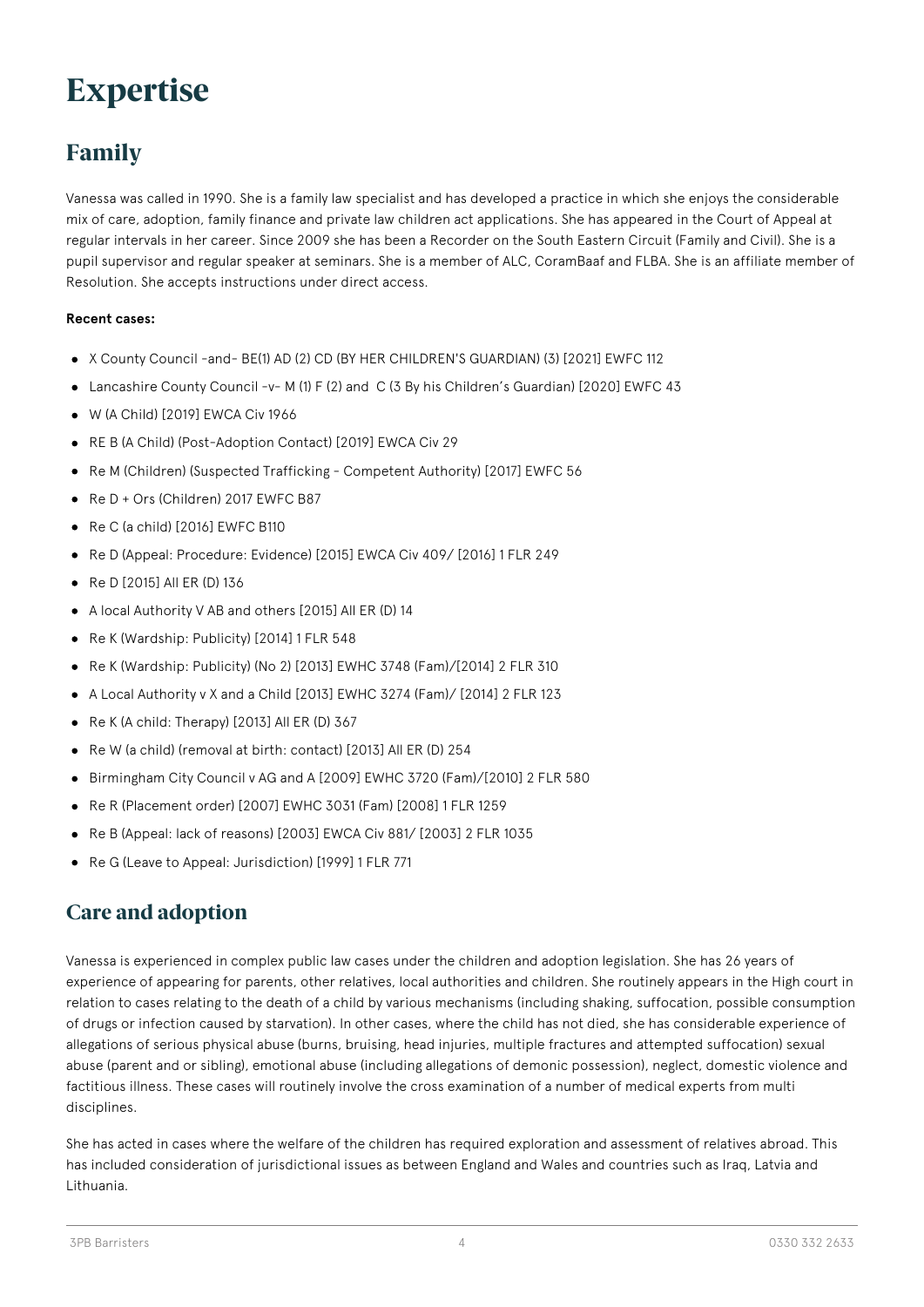# Expertise

## Family

Vanessa was called in 1990. She is a family law specialist and has developed a practice in which she enjoys the considerable mix of care, adoption, family finance and private law children act applications. She has appeared in the Court of Appeal at regular intervals in her career. Since 2009 she has been a Recorder on the South Eastern Circuit (Family and Civil). She is a pupil supervisor and regular speaker at seminars. She is a member of ALC, CoramBaaf and FLBA. She is an affiliate member of Resolution. She accepts instructions under direct access.

**Recent cases:**

- X County Council -and- BE(1) AD (2) CD (BY HER CHILDREN'S GUARDIAN) (3) [2021] EWFC 112
- Lancashire County Council -v- M (1) F (2) and C (3 By his Children's Guardian) [2020] EWFC 43
- W (A Child) [2019] EWCA Civ 1966
- RE B (A Child) (Post-Adoption Contact) [2019] EWCA Civ 29
- Re M (Children) (Suspected Trafficking - Competent Authority) [2017] EWFC 56
- Re D + Ors (Children) 2017 EWFC B87
- Re C (a child) [2016] EWFC B110
- Re D (Appeal: Procedure: Evidence) [2015] EWCA Civ 409/ [2016] 1 FLR 249
- Re D [2015] All ER (D) 136
- A local Authority V AB and others [2015] All ER (D) 14
- Re K (Wardship: Publicity) [2014] 1 FLR 548
- Re K (Wardship: Publicity) (No 2) [2013] EWHC 3748 (Fam)/[2014] 2 FLR 310
- A Local Authority v X and a Child [2013] EWHC 3274 (Fam)/ [2014] 2 FLR 123
- Re K (A child: Therapy) [2013] All ER (D) 367
- Re W (a child) (removal at birth: contact) [2013] All ER (D) 254
- Birmingham City Council v AG and A [2009] EWHC 3720 (Fam)/[2010] 2 FLR 580
- Re R (Placement order) [2007] EWHC 3031 (Fam) [2008] 1 FLR 1259
- Re B (Appeal: lack of reasons) [2003] EWCA Civ 881/ [2003] 2 FLR 1035
- Re G (Leave to Appeal: Jurisdiction) [1999] 1 FLR 771

## Care and adoption

Vanessa is experienced in complex public law cases under the children and adoption legislation. She has 26 years of experience of appearing for parents, other relatives, local authorities and children. She routinely appears in the High court in relation to cases relating to the death of a child by various mechanisms (including shaking, suffocation, possible consumption of drugs or infection caused by starvation). In other cases, where the child has not died, she has considerable experience of allegations of serious physical abuse (burns, bruising, head injuries, multiple fractures and attempted suffocation) sexual abuse (parent and or sibling), emotional abuse (including allegations of demonic possession), neglect, domestic violence and factitious illness. These cases will routinely involve the cross examination of a number of medical experts from multi disciplines.

She has acted in cases where the welfare of the children has required exploration and assessment of relatives abroad. This has included consideration of jurisdictional issues as between England and Wales and countries such as Iraq, Latvia and Lithuania.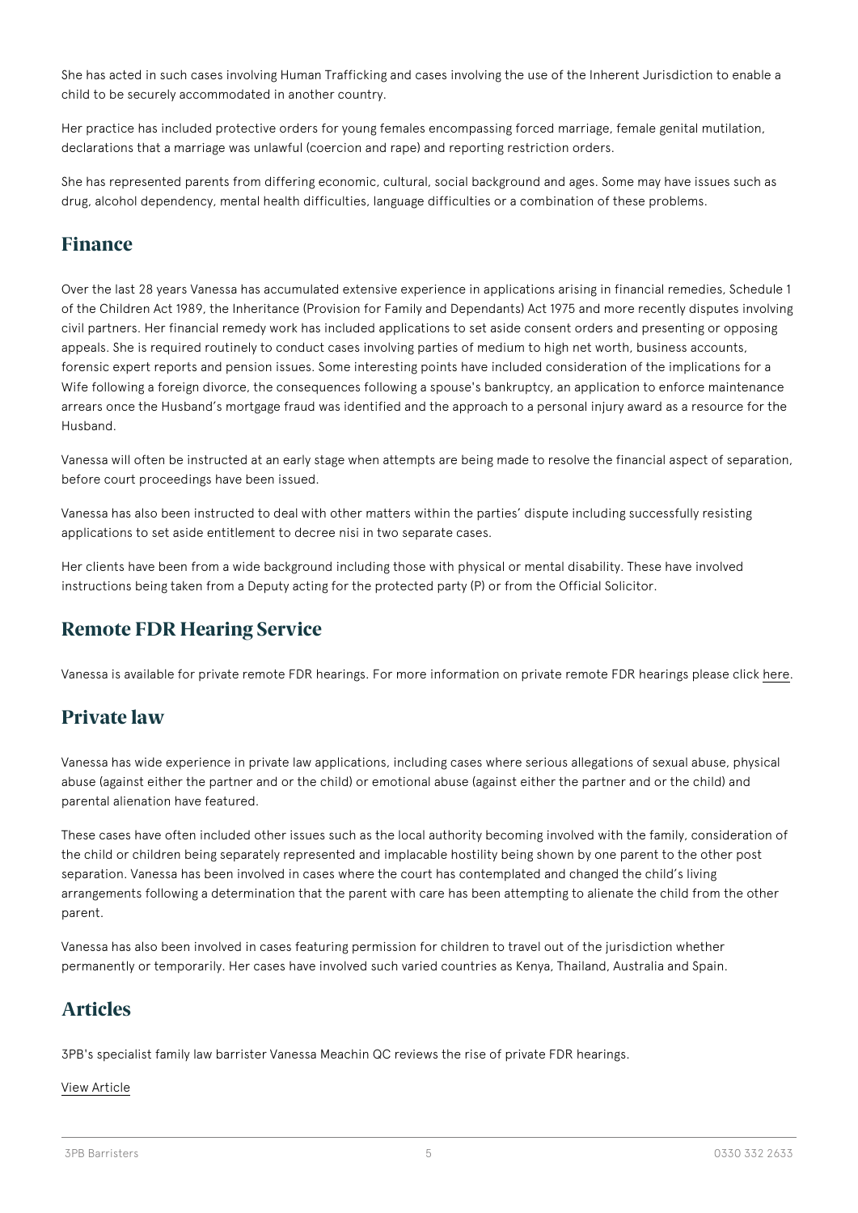She has acted in such cases involving Human Trafficking and cases involving the use of the Inherent Jurisdiction to enable a child to be securely accommodated in another country.

Her practice has included protective orders for young females encompassing forced marriage, female genital mutilation, declarations that a marriage was unlawful (coercion and rape) and reporting restriction orders.

She has represented parents from differing economic, cultural, social background and ages. Some may have issues such as drug, alcohol dependency, mental health difficulties, language difficulties or a combination of these problems.

## Finance

Over the last 28 years Vanessa has accumulated extensive experience in applications arising in financial remedies, Schedule 1 of the Children Act 1989, the Inheritance (Provision for Family and Dependants) Act 1975 and more recently disputes involving civil partners. Her financial remedy work has included applications to set aside consent orders and presenting or opposing appeals. She is required routinely to conduct cases involving parties of medium to high net worth, business accounts, forensic expert reports and pension issues. Some interesting points have included consideration of the implications for a Wife following a foreign divorce, the consequences following a spouse's bankruptcy, an application to enforce maintenance arrears once the Husband's mortgage fraud was identified and the approach to a personal injury award as a resource for the Husband.

Vanessa will often be instructed at an early stage when attempts are being made to resolve the financial aspect of separation, before court proceedings have been issued.

Vanessa has also been instructed to deal with other matters within the parties' dispute including successfully resisting applications to set aside entitlement to decree nisi in two separate cases.

Her clients have been from a wide background including those with physical or mental disability. These have involved instructions being taken from a Deputy acting for the protected party (P) or from the Official Solicitor.

## Remote FDR Hearing Service

Vanessa is available for private remote FDR hearings. For more information on private remote FDR hearings please click here.

## Private law

Vanessa has wide experience in private law applications, including cases where serious allegations of sexual abuse, physical abuse (against either the partner and or the child) or emotional abuse (against either the partner and or the child) and parental alienation have featured.

These cases have often included other issues such as the local authority becoming involved with the family, consideration of the child or children being separately represented and implacable hostility being shown by one parent to the other post separation. Vanessa has been involved in cases where the court has contemplated and changed the child's living arrangements following a determination that the parent with care has been attempting to alienate the child from the other parent.

Vanessa has also been involved in cases featuring permission for children to travel out of the jurisdiction whether permanently or temporarily. Her cases have involved such varied countries as Kenya, Thailand, Australia and Spain.

## Articles

3PB's specialist family law barrister Vanessa Meachin QC reviews the rise of private FDR hearings.

View Article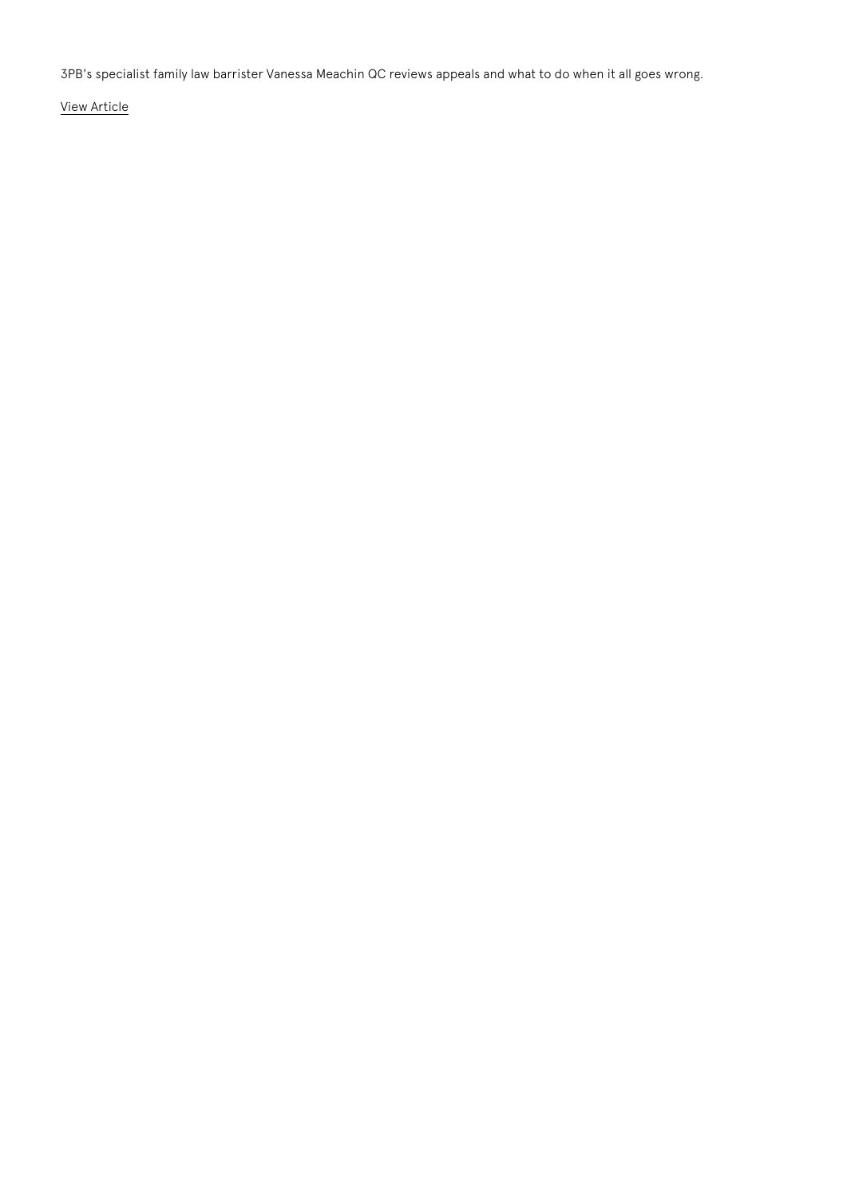3PB's specialist family law barrister Vanessa Meachin QC reviews appeals and what to do when it all goes wrong.

View Article